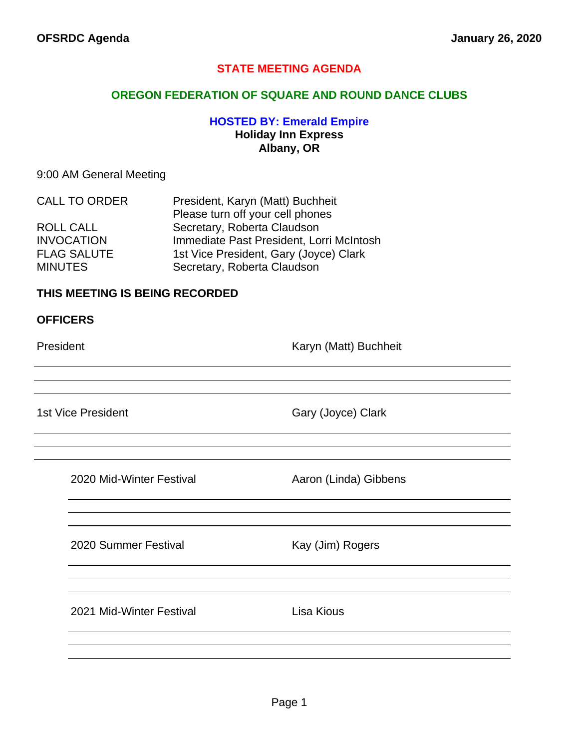**OFSRDC Agenda** **January 26, 2020**

# STATE MEETING AGENDA

## OREGON FEDERATION OF SQUARE AND ROUND DANCE CLUBS

### HOSTED BY: Emerald Empire

**Holiday Inn Express**
**Albany, OR**

9:00 AM General Meeting

| | |
|---|---|
| CALL TO ORDER | President, Karyn (Matt) Buchheit<br>Please turn off your cell phones |
| ROLL CALL | Secretary, Roberta Claudson |
| INVOCATION | Immediate Past President, Lorri McIntosh |
| FLAG SALUTE | 1st Vice President, Gary (Joyce) Clark |
| MINUTES | Secretary, Roberta Claudson |

**THIS MEETING IS BEING RECORDED**

**OFFICERS**

President — Karyn (Matt) Buchheit

1st Vice President — Gary (Joyce) Clark

2020 Mid-Winter Festival — Aaron (Linda) Gibbens

2020 Summer Festival — Kay (Jim) Rogers

2021 Mid-Winter Festival — Lisa Kious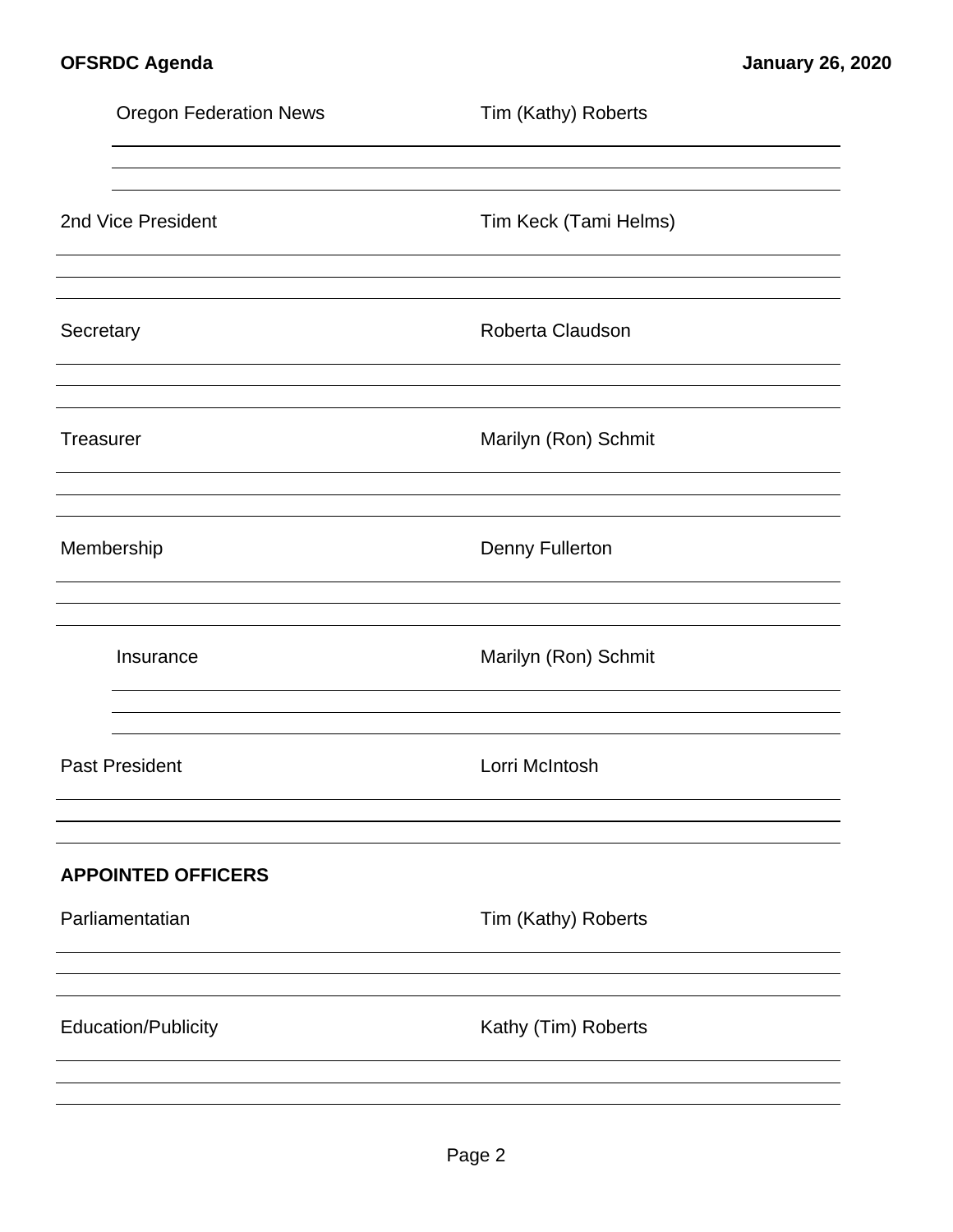Oregon Federation News — Tim (Kathy) Roberts

2nd Vice President — Tim Keck (Tami Helms)

Secretary — Roberta Claudson

Treasurer — Marilyn (Ron) Schmit

Membership — Denny Fullerton

Insurance — Marilyn (Ron) Schmit

Past President — Lorri McIntosh

**APPOINTED OFFICERS**

Parliamentatian — Tim (Kathy) Roberts

Education/Publicity — Kathy (Tim) Roberts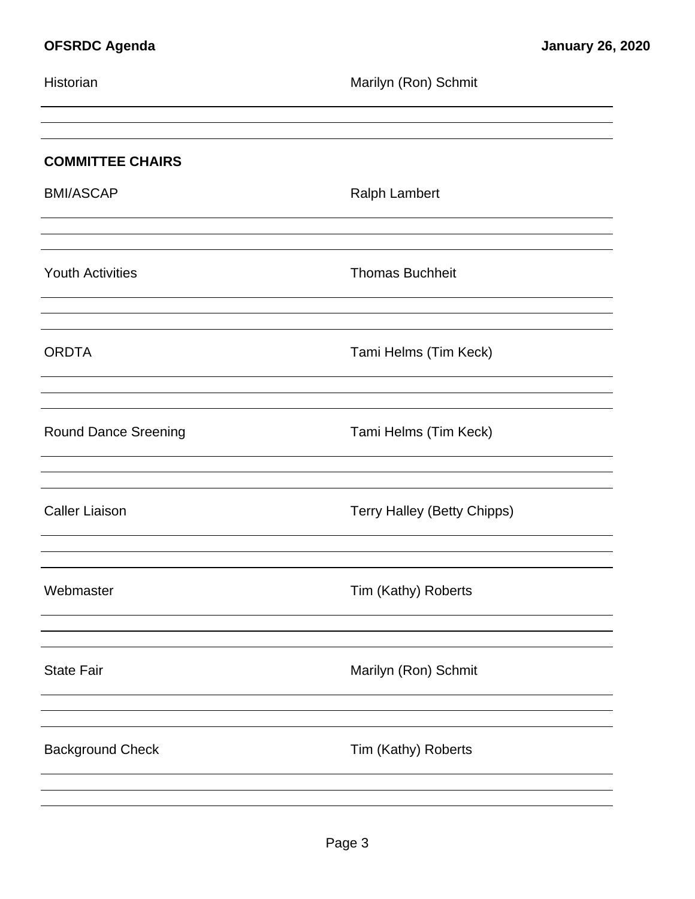Historian | Marilyn (Ron) Schmit

## COMMITTEE CHAIRS

| Committee | Chair |
| --- | --- |
| BMI/ASCAP | Ralph Lambert |
| Youth Activities | Thomas Buchheit |
| ORDTA | Tami Helms (Tim Keck) |
| Round Dance Sreening | Tami Helms (Tim Keck) |
| Caller Liaison | Terry Halley (Betty Chipps) |
| Webmaster | Tim (Kathy) Roberts |
| State Fair | Marilyn (Ron) Schmit |
| Background Check | Tim (Kathy) Roberts |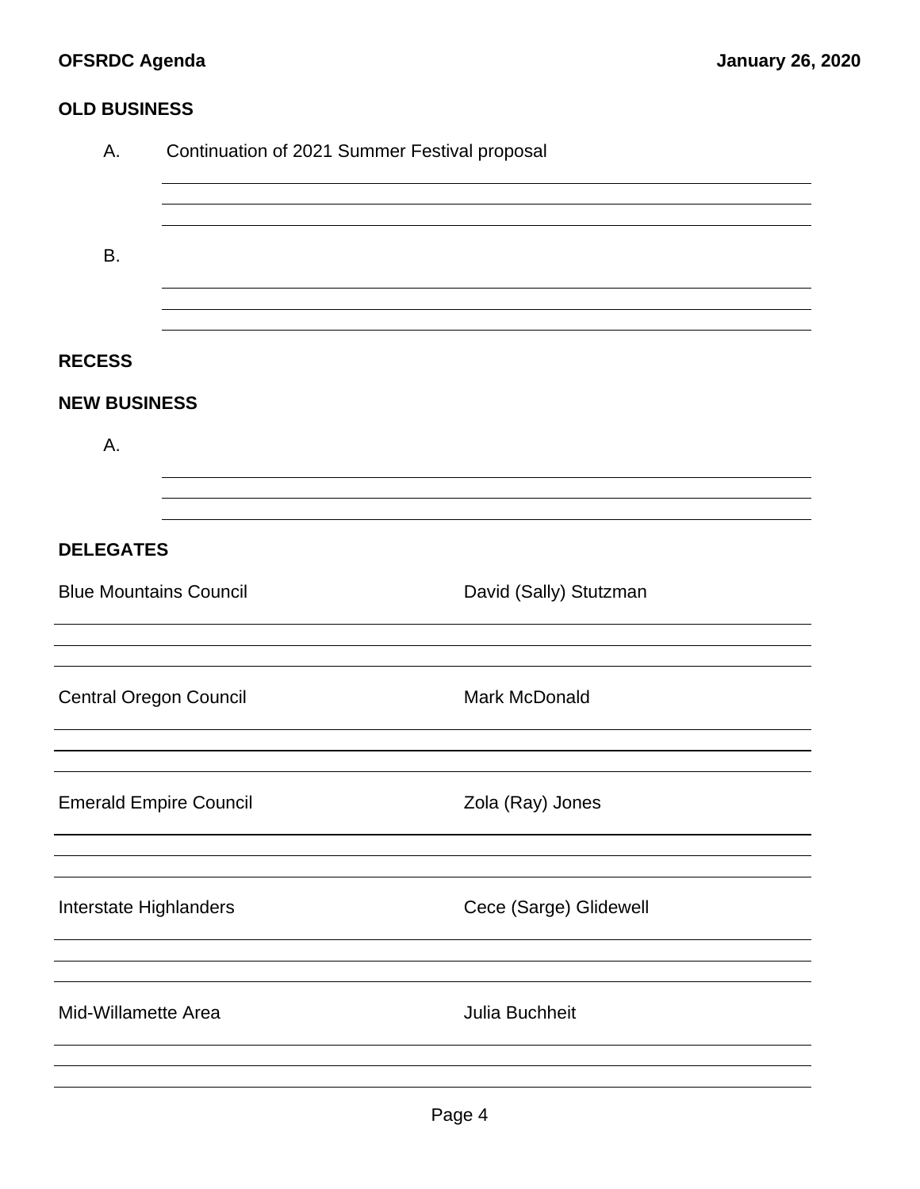## OLD BUSINESS

A. Continuation of 2021 Summer Festival proposal

B.

## RECESS

## NEW BUSINESS

A.

## DELEGATES

| | |
|---|---|
| Blue Mountains Council | David (Sally) Stutzman |
| Central Oregon Council | Mark McDonald |
| Emerald Empire Council | Zola (Ray) Jones |
| Interstate Highlanders | Cece (Sarge) Glidewell |
| Mid-Willamette Area | Julia Buchheit |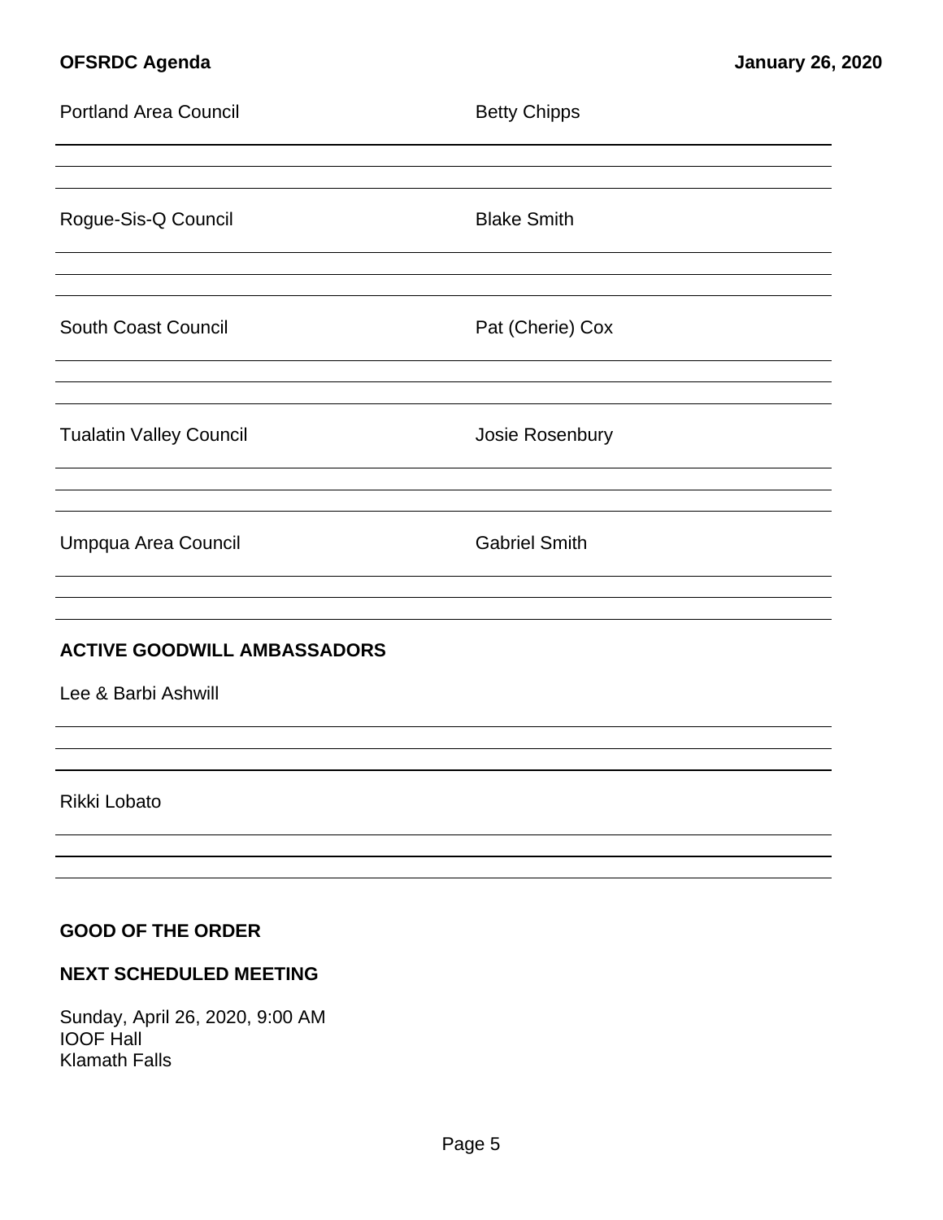Portland Area Council — Betty Chipps

Rogue-Sis-Q Council — Blake Smith

South Coast Council — Pat (Cherie) Cox

Tualatin Valley Council — Josie Rosenbury

Umpqua Area Council — Gabriel Smith

## ACTIVE GOODWILL AMBASSADORS

Lee & Barbi Ashwill

Rikki Lobato

## GOOD OF THE ORDER

## NEXT SCHEDULED MEETING

Sunday, April 26, 2020, 9:00 AM
IOOF Hall
Klamath Falls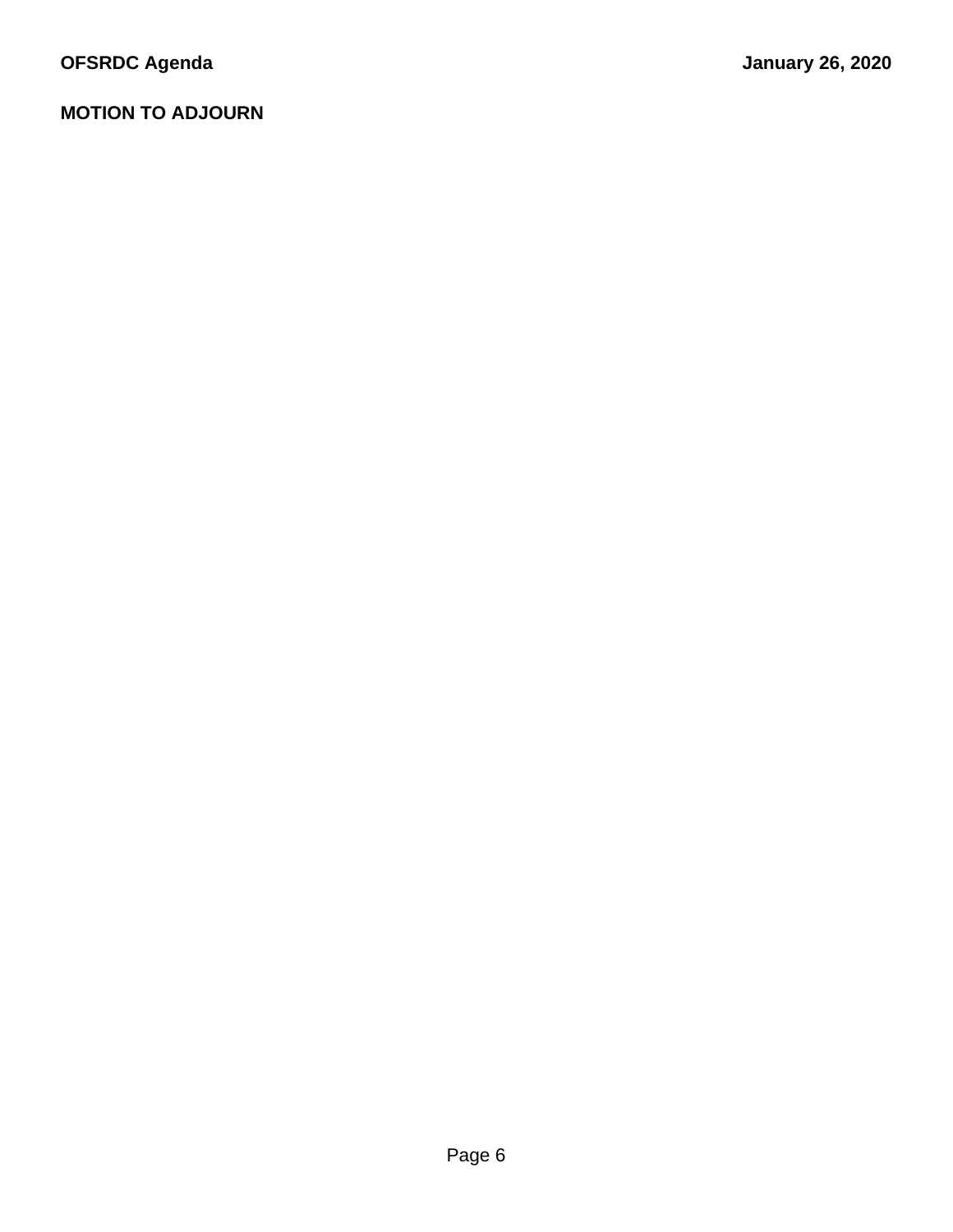**MOTION TO ADJOURN**